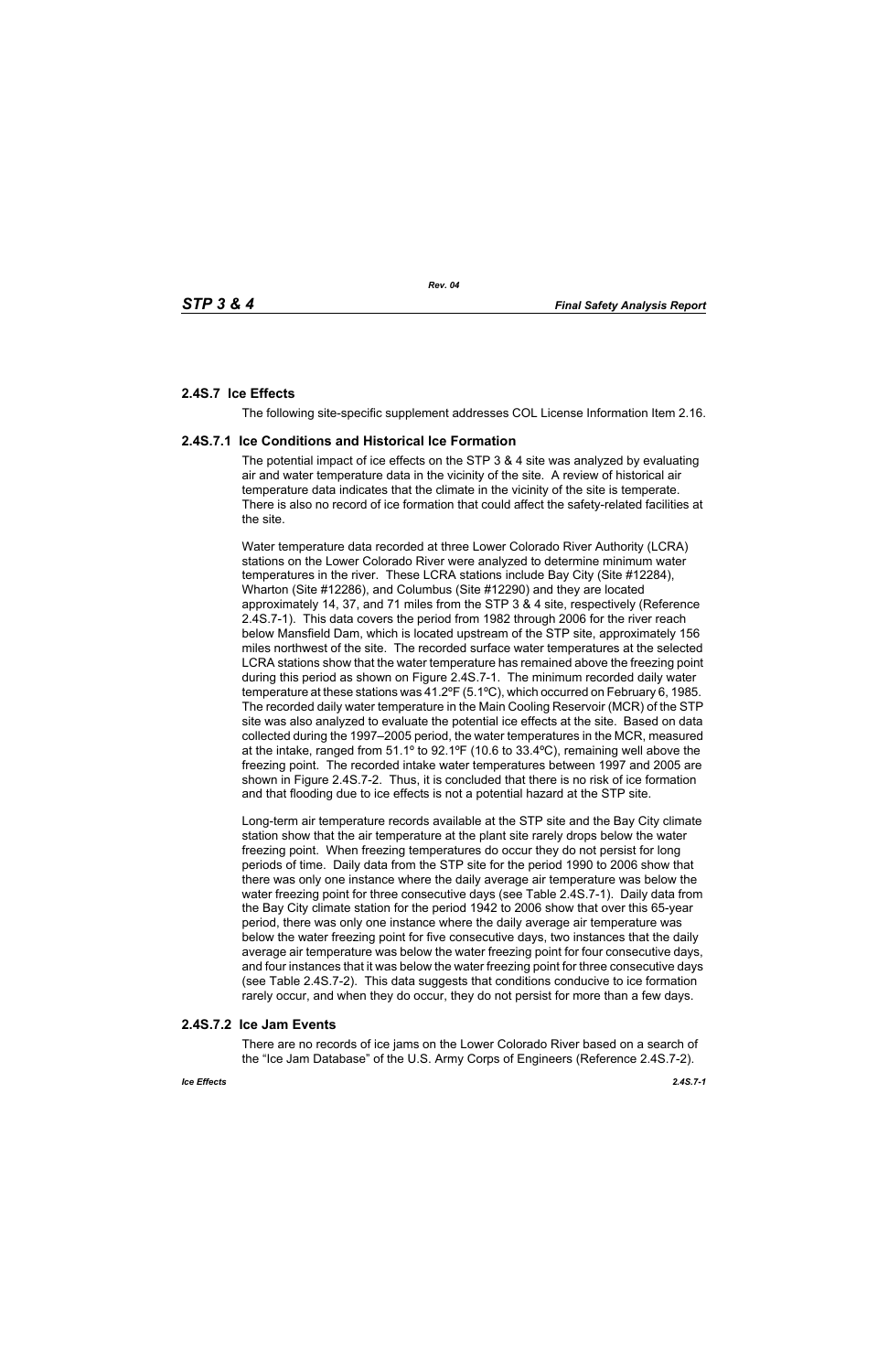## 2.4S.7 Ice Effects

The following site-specific supplement addresses COL License Information Item 2.16.

### 2.4S.7.1 Ice Conditions and Historical Ice Formation

The potential impact of ice effects on the STP 3 & 4 site was analyzed by evaluating air and water temperature data in the vicinity of the site. A review of historical air temperature data indicates that the climate in the vicinity of the site is temperate. There is also no record of ice formation that could affect the safety-related facilities at the site.

Water temperature data recorded at three Lower Colorado River Authority (LCRA) stations on the Lower Colorado River were analyzed to determine minimum water temperatures in the river. These LCRA stations include Bay City (Site #12284), Wharton (Site #12286), and Columbus (Site #12290) and they are located approximately 14, 37, and 71 miles from the STP 3 & 4 site, respectively (Reference 2.4S.7-1). This data covers the period from 1982 through 2006 for the river reach below Mansfield Dam, which is located upstream of the STP site, approximately 156 miles northwest of the site. The recorded surface water temperatures at the selected LCRA stations show that the water temperature has remained above the freezing point during this period as shown on Figure 2.4S.7-1. The minimum recorded daily water temperature at these stations was 41.2ºF (5.1ºC), which occurred on February 6, 1985. The recorded daily water temperature in the Main Cooling Reservoir (MCR) of the STP site was also analyzed to evaluate the potential ice effects at the site. Based on data collected during the 1997–2005 period, the water temperatures in the MCR, measured at the intake, ranged from 51.1º to 92.1ºF (10.6 to 33.4ºC), remaining well above the freezing point. The recorded intake water temperatures between 1997 and 2005 are shown in Figure 2.4S.7-2. Thus, it is concluded that there is no risk of ice formation and that flooding due to ice effects is not a potential hazard at the STP site.

Long-term air temperature records available at the STP site and the Bay City climate station show that the air temperature at the plant site rarely drops below the water freezing point. When freezing temperatures do occur they do not persist for long periods of time. Daily data from the STP site for the period 1990 to 2006 show that there was only one instance where the daily average air temperature was below the water freezing point for three consecutive days (see Table 2.4S.7-1). Daily data from the Bay City climate station for the period 1942 to 2006 show that over this 65-year period, there was only one instance where the daily average air temperature was below the water freezing point for five consecutive days, two instances that the daily average air temperature was below the water freezing point for four consecutive days, and four instances that it was below the water freezing point for three consecutive days (see Table 2.4S.7-2). This data suggests that conditions conducive to ice formation rarely occur, and when they do occur, they do not persist for more than a few days.

### 2.4S.7.2 Ice Jam Events

There are no records of ice jams on the Lower Colorado River based on a search of the "Ice Jam Database" of the U.S. Army Corps of Engineers (Reference 2.4S.7-2).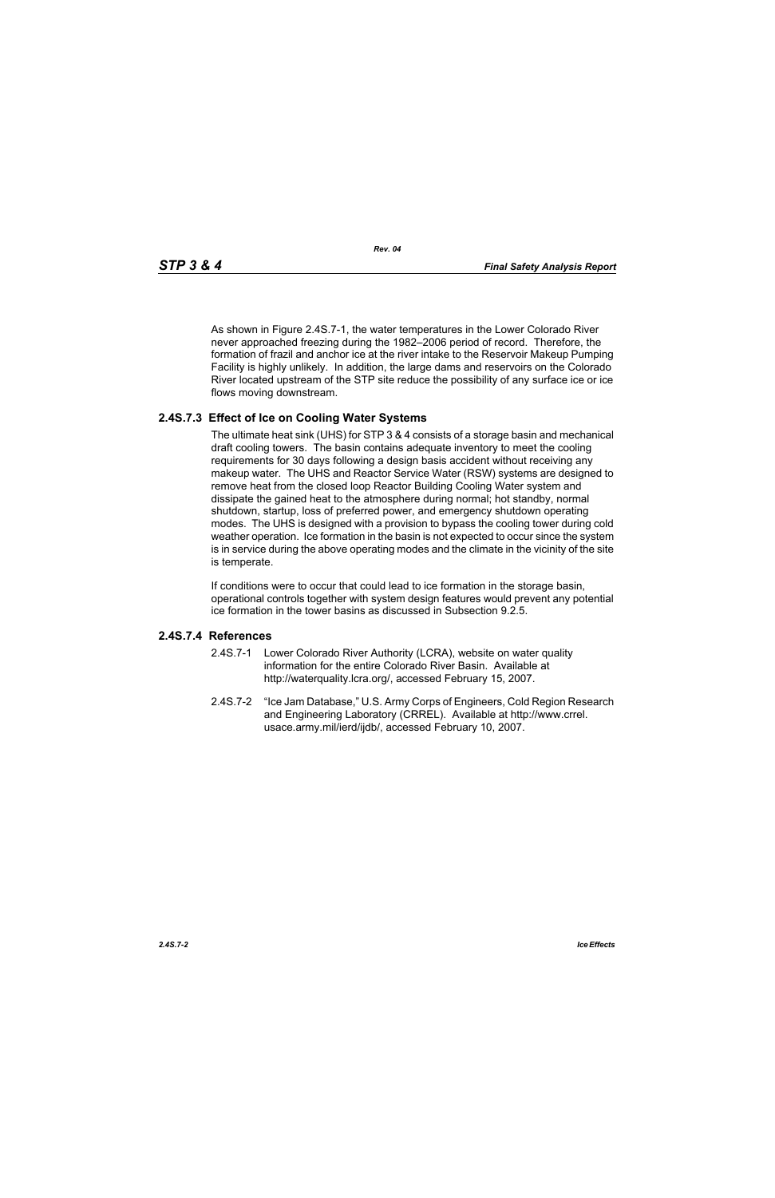As shown in Figure 2.4S.7-1, the water temperatures in the Lower Colorado River never approached freezing during the 1982–2006 period of record. Therefore, the formation of frazil and anchor ice at the river intake to the Reservoir Makeup Pumping Facility is highly unlikely. In addition, the large dams and reservoirs on the Colorado River located upstream of the STP site reduce the possibility of any surface ice or ice flows moving downstream.

## 2.4S.7.3 Effect of Ice on Cooling Water Systems

The ultimate heat sink (UHS) for STP 3 & 4 consists of a storage basin and mechanical draft cooling towers. The basin contains adequate inventory to meet the cooling requirements for 30 days following a design basis accident without receiving any makeup water. The UHS and Reactor Service Water (RSW) systems are designed to remove heat from the closed loop Reactor Building Cooling Water system and dissipate the gained heat to the atmosphere during normal; hot standby, normal shutdown, startup, loss of preferred power, and emergency shutdown operating modes. The UHS is designed with a provision to bypass the cooling tower during cold weather operation. Ice formation in the basin is not expected to occur since the system is in service during the above operating modes and the climate in the vicinity of the site is temperate.

If conditions were to occur that could lead to ice formation in the storage basin, operational controls together with system design features would prevent any potential ice formation in the tower basins as discussed in Subsection 9.2.5.

## 2.4S.7.4 References

2.4S.7-1 Lower Colorado River Authority (LCRA), website on water quality information for the entire Colorado River Basin. Available at http://waterquality.lcra.org/, accessed February 15, 2007.

2.4S.7-2 "Ice Jam Database," U.S. Army Corps of Engineers, Cold Region Research and Engineering Laboratory (CRREL). Available at http://www.crrel.usace.army.mil/ierd/ijdb/, accessed February 10, 2007.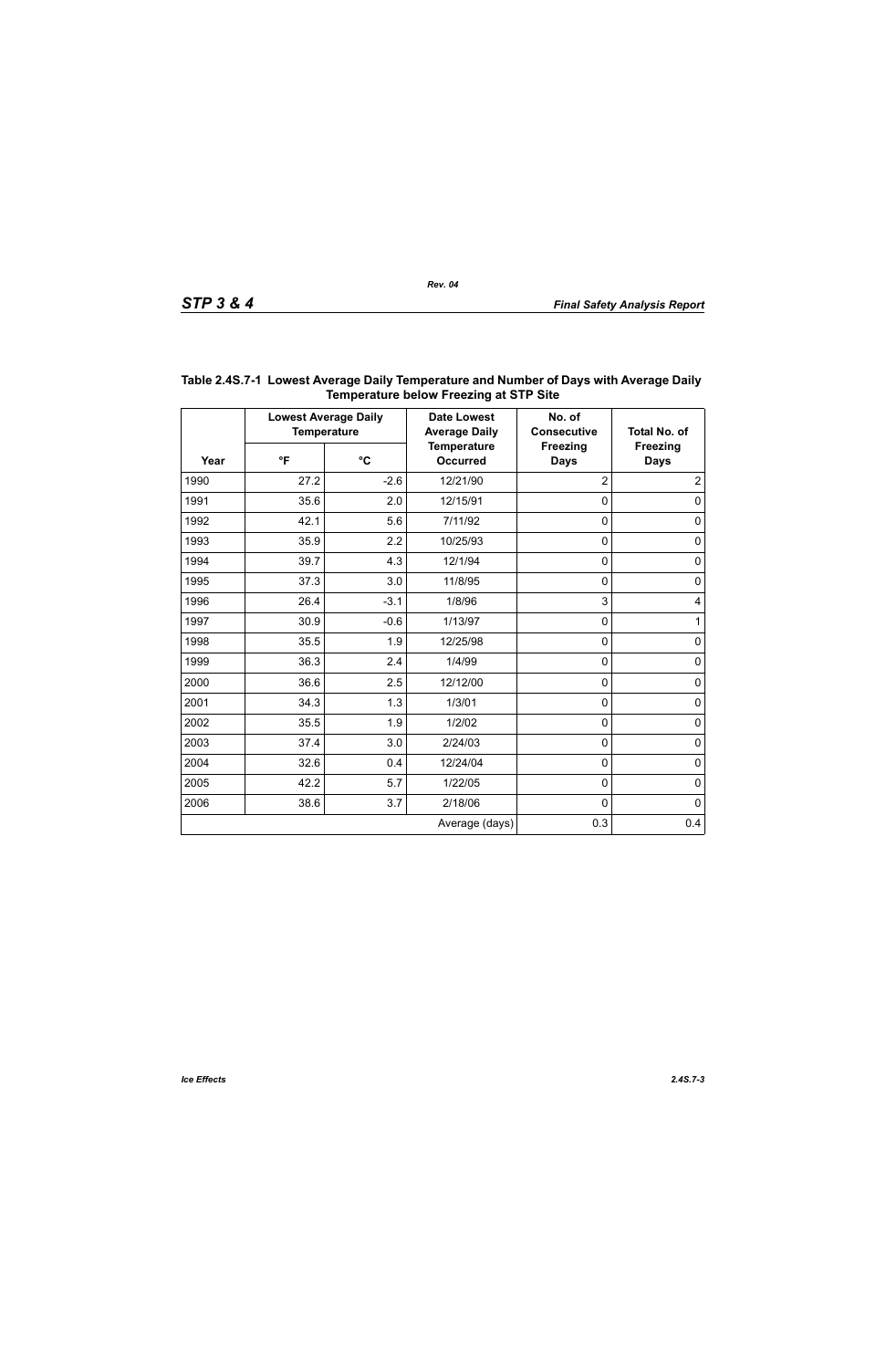**Table 2.4S.7-1 Lowest Average Daily Temperature and Number of Days with Average Daily Temperature below Freezing at STP Site**

| Year | Lowest Average Daily Temperature | | Date Lowest Average Daily Temperature Occurred | No. of Consecutive Freezing Days | Total No. of Freezing Days |
|---|---|---|---|---|---|
| | °F | °C | | | |
| 1990 | 27.2 | -2.6 | 12/21/90 | 2 | 2 |
| 1991 | 35.6 | 2.0 | 12/15/91 | 0 | 0 |
| 1992 | 42.1 | 5.6 | 7/11/92 | 0 | 0 |
| 1993 | 35.9 | 2.2 | 10/25/93 | 0 | 0 |
| 1994 | 39.7 | 4.3 | 12/1/94 | 0 | 0 |
| 1995 | 37.3 | 3.0 | 11/8/95 | 0 | 0 |
| 1996 | 26.4 | -3.1 | 1/8/96 | 3 | 4 |
| 1997 | 30.9 | -0.6 | 1/13/97 | 0 | 1 |
| 1998 | 35.5 | 1.9 | 12/25/98 | 0 | 0 |
| 1999 | 36.3 | 2.4 | 1/4/99 | 0 | 0 |
| 2000 | 36.6 | 2.5 | 12/12/00 | 0 | 0 |
| 2001 | 34.3 | 1.3 | 1/3/01 | 0 | 0 |
| 2002 | 35.5 | 1.9 | 1/2/02 | 0 | 0 |
| 2003 | 37.4 | 3.0 | 2/24/03 | 0 | 0 |
| 2004 | 32.6 | 0.4 | 12/24/04 | 0 | 0 |
| 2005 | 42.2 | 5.7 | 1/22/05 | 0 | 0 |
| 2006 | 38.6 | 3.7 | 2/18/06 | 0 | 0 |
| | | | Average (days) | 0.3 | 0.4 |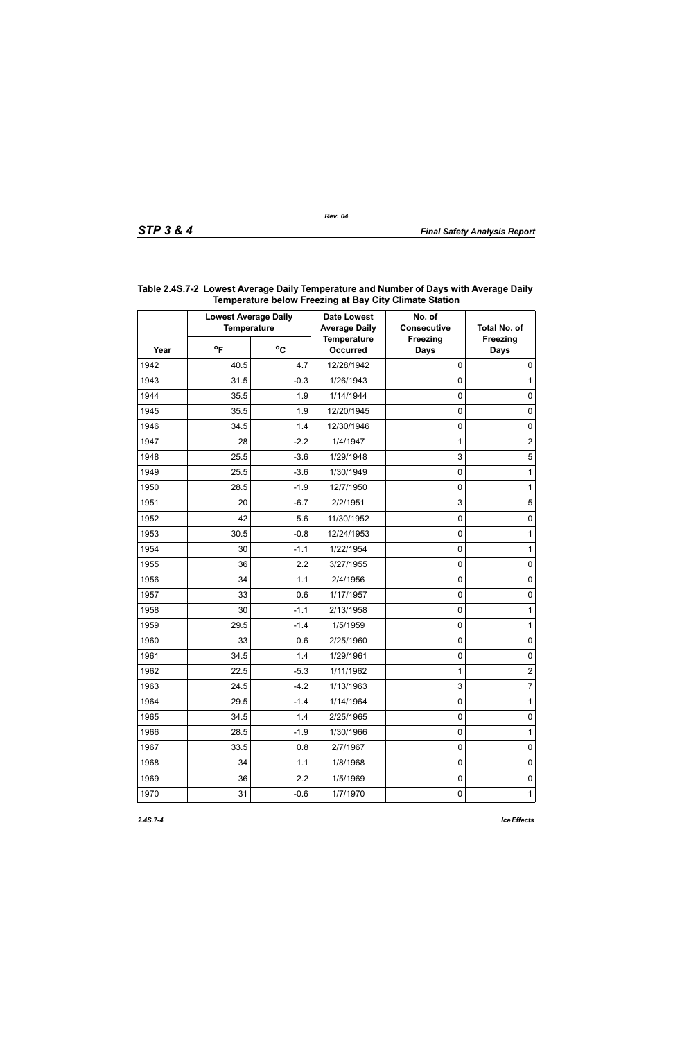**Table 2.4S.7-2 Lowest Average Daily Temperature and Number of Days with Average Daily Temperature below Freezing at Bay City Climate Station**

| Year | Lowest Average Daily Temperature | | Date Lowest Average Daily Temperature Occurred | No. of Consecutive Freezing Days | Total No. of Freezing Days |
|---|---|---|---|---|---|
| | °F | °C | | | |
| 1942 | 40.5 | 4.7 | 12/28/1942 | 0 | 0 |
| 1943 | 31.5 | -0.3 | 1/26/1943 | 0 | 1 |
| 1944 | 35.5 | 1.9 | 1/14/1944 | 0 | 0 |
| 1945 | 35.5 | 1.9 | 12/20/1945 | 0 | 0 |
| 1946 | 34.5 | 1.4 | 12/30/1946 | 0 | 0 |
| 1947 | 28 | -2.2 | 1/4/1947 | 1 | 2 |
| 1948 | 25.5 | -3.6 | 1/29/1948 | 3 | 5 |
| 1949 | 25.5 | -3.6 | 1/30/1949 | 0 | 1 |
| 1950 | 28.5 | -1.9 | 12/7/1950 | 0 | 1 |
| 1951 | 20 | -6.7 | 2/2/1951 | 3 | 5 |
| 1952 | 42 | 5.6 | 11/30/1952 | 0 | 0 |
| 1953 | 30.5 | -0.8 | 12/24/1953 | 0 | 1 |
| 1954 | 30 | -1.1 | 1/22/1954 | 0 | 1 |
| 1955 | 36 | 2.2 | 3/27/1955 | 0 | 0 |
| 1956 | 34 | 1.1 | 2/4/1956 | 0 | 0 |
| 1957 | 33 | 0.6 | 1/17/1957 | 0 | 0 |
| 1958 | 30 | -1.1 | 2/13/1958 | 0 | 1 |
| 1959 | 29.5 | -1.4 | 1/5/1959 | 0 | 1 |
| 1960 | 33 | 0.6 | 2/25/1960 | 0 | 0 |
| 1961 | 34.5 | 1.4 | 1/29/1961 | 0 | 0 |
| 1962 | 22.5 | -5.3 | 1/11/1962 | 1 | 2 |
| 1963 | 24.5 | -4.2 | 1/13/1963 | 3 | 7 |
| 1964 | 29.5 | -1.4 | 1/14/1964 | 0 | 1 |
| 1965 | 34.5 | 1.4 | 2/25/1965 | 0 | 0 |
| 1966 | 28.5 | -1.9 | 1/30/1966 | 0 | 1 |
| 1967 | 33.5 | 0.8 | 2/7/1967 | 0 | 0 |
| 1968 | 34 | 1.1 | 1/8/1968 | 0 | 0 |
| 1969 | 36 | 2.2 | 1/5/1969 | 0 | 0 |
| 1970 | 31 | -0.6 | 1/7/1970 | 0 | 1 |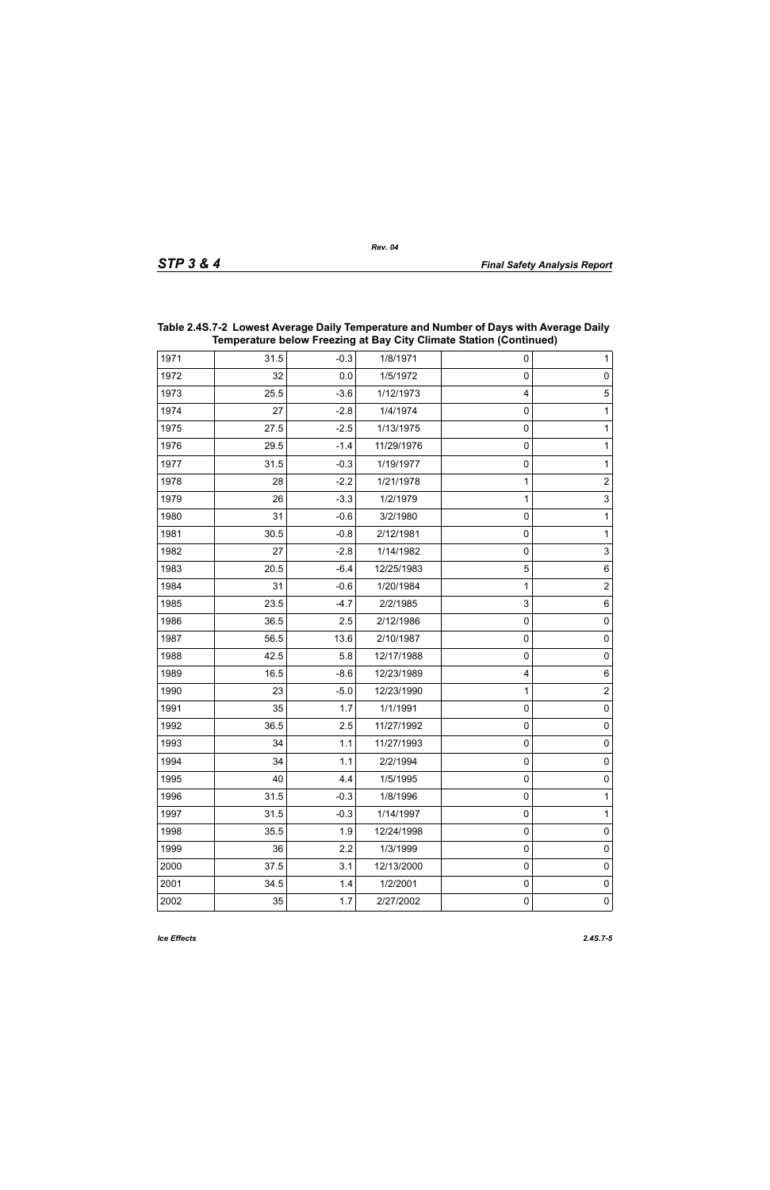**Table 2.4S.7-2 Lowest Average Daily Temperature and Number of Days with Average Daily Temperature below Freezing at Bay City Climate Station (Continued)**

| | | | | | |
|---|---|---|---|---|---|
| 1971 | 31.5 | -0.3 | 1/8/1971 | 0 | 1 |
| 1972 | 32 | 0.0 | 1/5/1972 | 0 | 0 |
| 1973 | 25.5 | -3.6 | 1/12/1973 | 4 | 5 |
| 1974 | 27 | -2.8 | 1/4/1974 | 0 | 1 |
| 1975 | 27.5 | -2.5 | 1/13/1975 | 0 | 1 |
| 1976 | 29.5 | -1.4 | 11/29/1976 | 0 | 1 |
| 1977 | 31.5 | -0.3 | 1/19/1977 | 0 | 1 |
| 1978 | 28 | -2.2 | 1/21/1978 | 1 | 2 |
| 1979 | 26 | -3.3 | 1/2/1979 | 1 | 3 |
| 1980 | 31 | -0.6 | 3/2/1980 | 0 | 1 |
| 1981 | 30.5 | -0.8 | 2/12/1981 | 0 | 1 |
| 1982 | 27 | -2.8 | 1/14/1982 | 0 | 3 |
| 1983 | 20.5 | -6.4 | 12/25/1983 | 5 | 6 |
| 1984 | 31 | -0.6 | 1/20/1984 | 1 | 2 |
| 1985 | 23.5 | -4.7 | 2/2/1985 | 3 | 6 |
| 1986 | 36.5 | 2.5 | 2/12/1986 | 0 | 0 |
| 1987 | 56.5 | 13.6 | 2/10/1987 | 0 | 0 |
| 1988 | 42.5 | 5.8 | 12/17/1988 | 0 | 0 |
| 1989 | 16.5 | -8.6 | 12/23/1989 | 4 | 6 |
| 1990 | 23 | -5.0 | 12/23/1990 | 1 | 2 |
| 1991 | 35 | 1.7 | 1/1/1991 | 0 | 0 |
| 1992 | 36.5 | 2.5 | 11/27/1992 | 0 | 0 |
| 1993 | 34 | 1.1 | 11/27/1993 | 0 | 0 |
| 1994 | 34 | 1.1 | 2/2/1994 | 0 | 0 |
| 1995 | 40 | 4.4 | 1/5/1995 | 0 | 0 |
| 1996 | 31.5 | -0.3 | 1/8/1996 | 0 | 1 |
| 1997 | 31.5 | -0.3 | 1/14/1997 | 0 | 1 |
| 1998 | 35.5 | 1.9 | 12/24/1998 | 0 | 0 |
| 1999 | 36 | 2.2 | 1/3/1999 | 0 | 0 |
| 2000 | 37.5 | 3.1 | 12/13/2000 | 0 | 0 |
| 2001 | 34.5 | 1.4 | 1/2/2001 | 0 | 0 |
| 2002 | 35 | 1.7 | 2/27/2002 | 0 | 0 |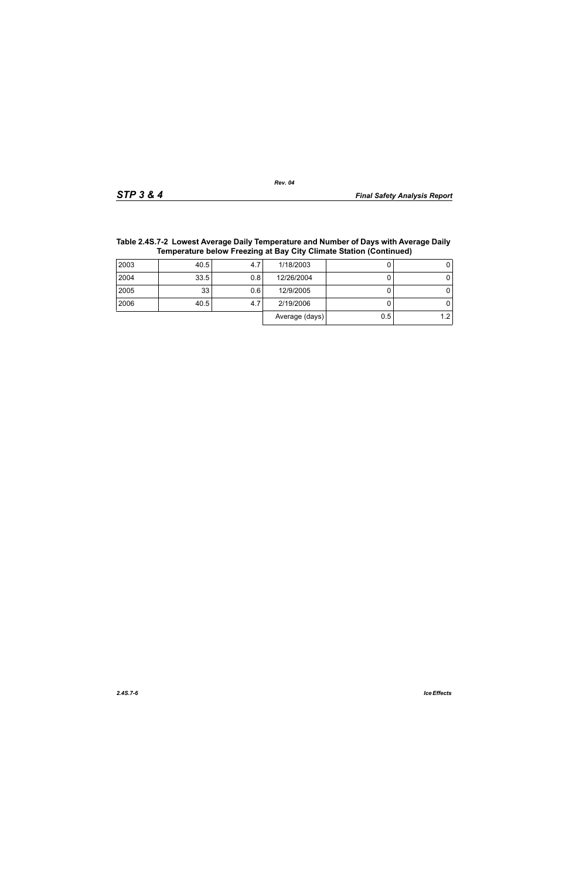**Table 2.4S.7-2 Lowest Average Daily Temperature and Number of Days with Average Daily Temperature below Freezing at Bay City Climate Station (Continued)**

| | | | | | |
|---|---|---|---|---|---|
| 2003 | 40.5 | 4.7 | 1/18/2003 | 0 | 0 |
| 2004 | 33.5 | 0.8 | 12/26/2004 | 0 | 0 |
| 2005 | 33 | 0.6 | 12/9/2005 | 0 | 0 |
| 2006 | 40.5 | 4.7 | 2/19/2006 | 0 | 0 |
| | | | Average (days) | 0.5 | 1.2 |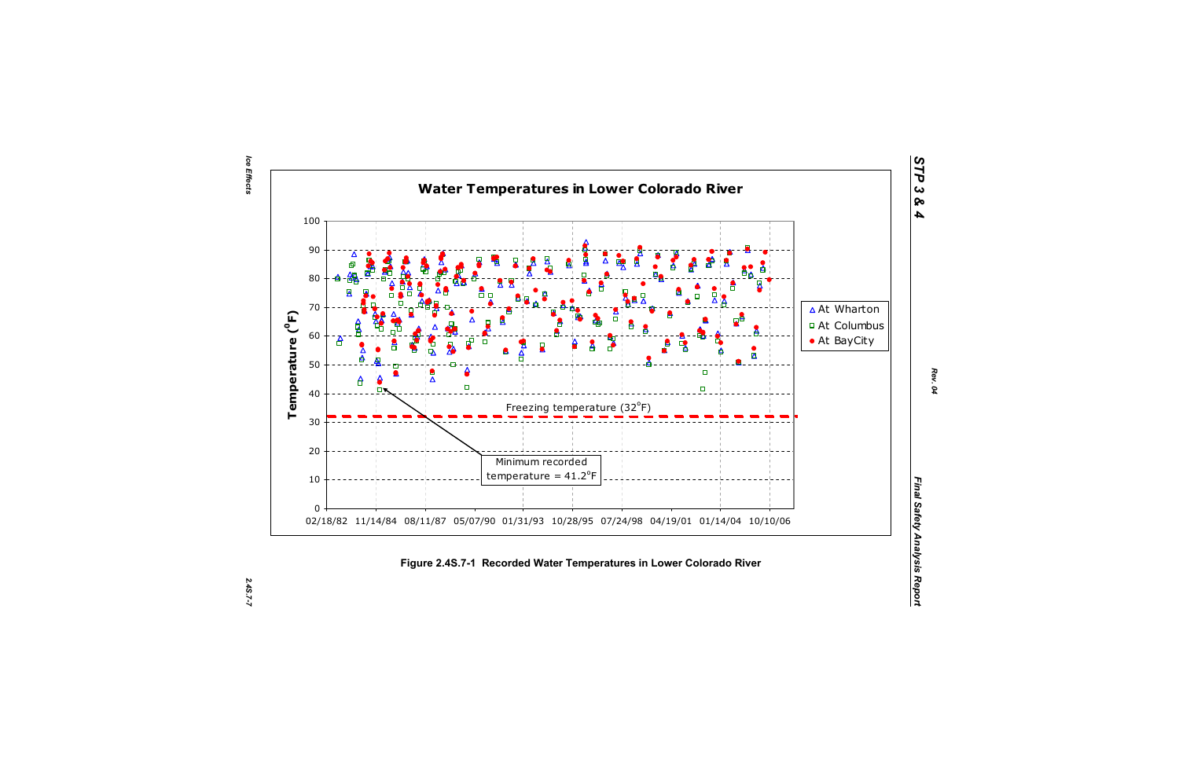**Water Temperatures in Lower Colorado River**

Temperature ($^{o}$F)

Freezing temperature (32$^{o}$F)

Minimum recorded temperature = 41.2$^{o}$F

△ At Wharton
□ At Columbus
● At BayCity

02/18/82 11/14/84 08/11/87 05/07/90 01/31/93 10/28/95 07/24/98 04/19/01 01/14/04 10/10/06

**Figure 2.4S.7-1 Recorded Water Temperatures in Lower Colorado River**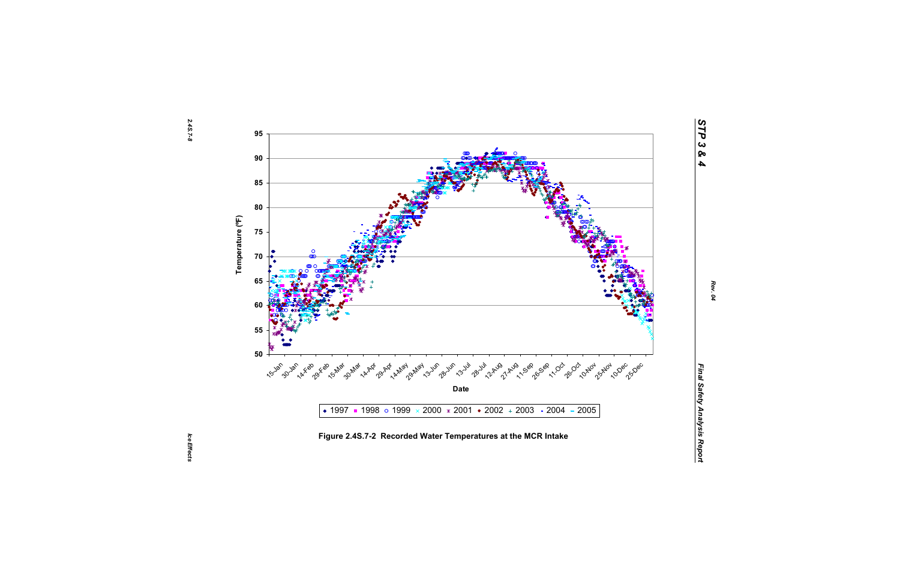95
90
85
80
75
70
65
60
55
50

Temperature (ºF)

15-Jan 30-Jan 14-Feb 29-Feb 15-Mar 30-Mar 14-Apr 29-Apr 14-May 29-May 13-Jun 28-Jun 13-Jul 28-Jul 12-Aug 27-Aug 11-Sep 26-Sep 11-Oct 26-Oct 10-Nov 25-Nov 10-Dec 25-Dec

Date

1997 1998 1999 2000 2001 2002 2003 2004 2005

**Figure 2.4S.7-2 Recorded Water Temperatures at the MCR Intake**